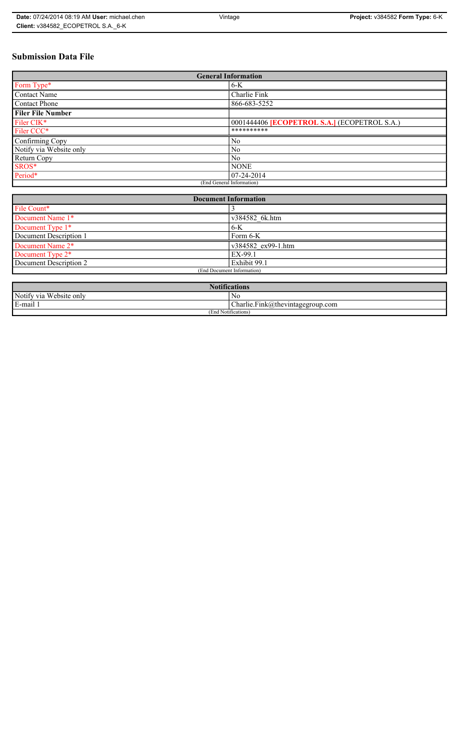# Submission Data File

| General Information | |
|---|---|
| Form Type* | 6-K |
| Contact Name | Charlie Fink |
| Contact Phone | 866-683-5252 |
| **Filer File Number** | |
| Filer CIK* | 0001444406 **[ECOPETROL S.A.]** (ECOPETROL S.A.) |
| Filer CCC* | ********** |
| Confirming Copy | No |
| Notify via Website only | No |
| Return Copy | No |
| SROS* | NONE |
| Period* | 07-24-2014 |
| (End General Information) | |

| Document Information | |
|---|---|
| File Count* | 3 |
| Document Name 1* | v384582_6k.htm |
| Document Type 1* | 6-K |
| Document Description 1 | Form 6-K |
| Document Name 2* | v384582_ex99-1.htm |
| Document Type 2* | EX-99.1 |
| Document Description 2 | Exhibit 99.1 |
| (End Document Information) | |

| Notifications | |
|---|---|
| Notify via Website only | No |
| E-mail 1 | Charlie.Fink@thevintagegroup.com |
| (End Notifications) | |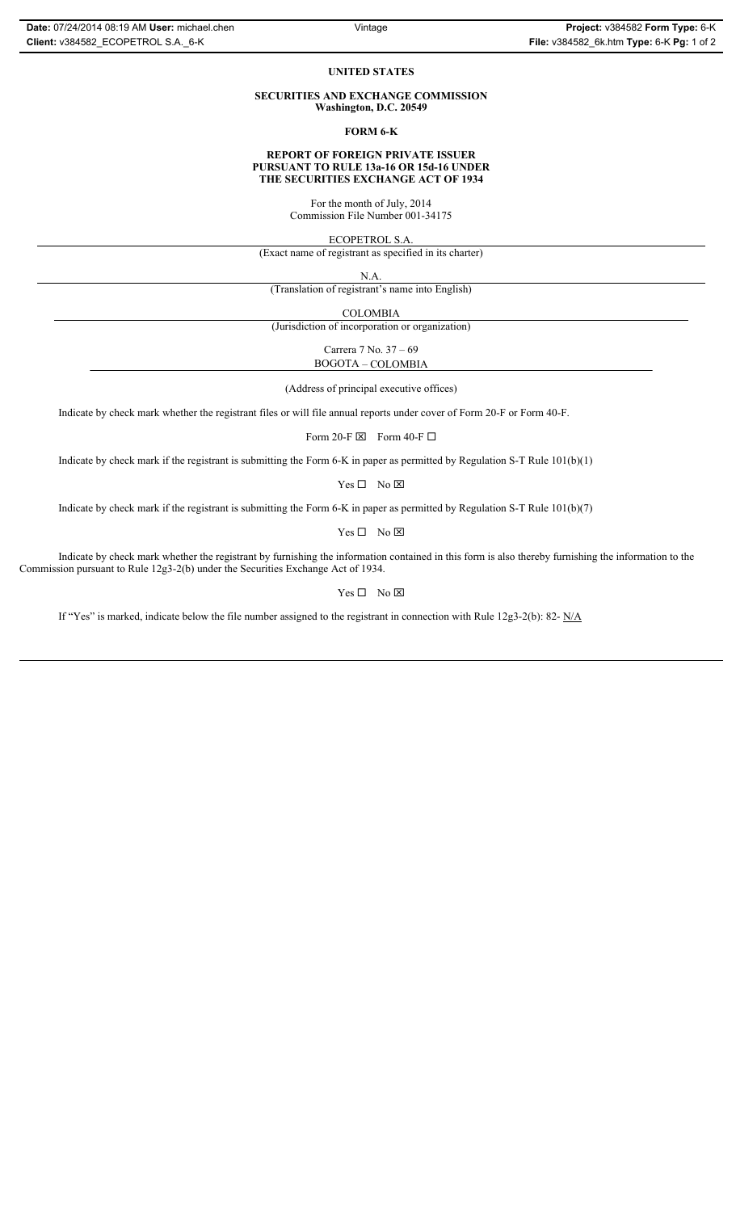**UNITED STATES**

**SECURITIES AND EXCHANGE COMMISSION**
**Washington, D.C. 20549**

**FORM 6-K**

**REPORT OF FOREIGN PRIVATE ISSUER**
**PURSUANT TO RULE 13a-16 OR 15d-16 UNDER**
**THE SECURITIES EXCHANGE ACT OF 1934**

For the month of July, 2014
Commission File Number 001-34175

ECOPETROL S.A.
(Exact name of registrant as specified in its charter)

N.A.
(Translation of registrant's name into English)

COLOMBIA
(Jurisdiction of incorporation or organization)

Carrera 7 No. 37 – 69
BOGOTA – COLOMBIA

(Address of principal executive offices)

Indicate by check mark whether the registrant files or will file annual reports under cover of Form 20-F or Form 40-F.

Form 20-F ☒ Form 40-F ☐

Indicate by check mark if the registrant is submitting the Form 6-K in paper as permitted by Regulation S-T Rule 101(b)(1)

Yes ☐ No ☒

Indicate by check mark if the registrant is submitting the Form 6-K in paper as permitted by Regulation S-T Rule 101(b)(7)

Yes ☐ No ☒

Indicate by check mark whether the registrant by furnishing the information contained in this form is also thereby furnishing the information to the Commission pursuant to Rule 12g3-2(b) under the Securities Exchange Act of 1934.

Yes ☐ No ☒

If "Yes" is marked, indicate below the file number assigned to the registrant in connection with Rule 12g3-2(b): 82- N/A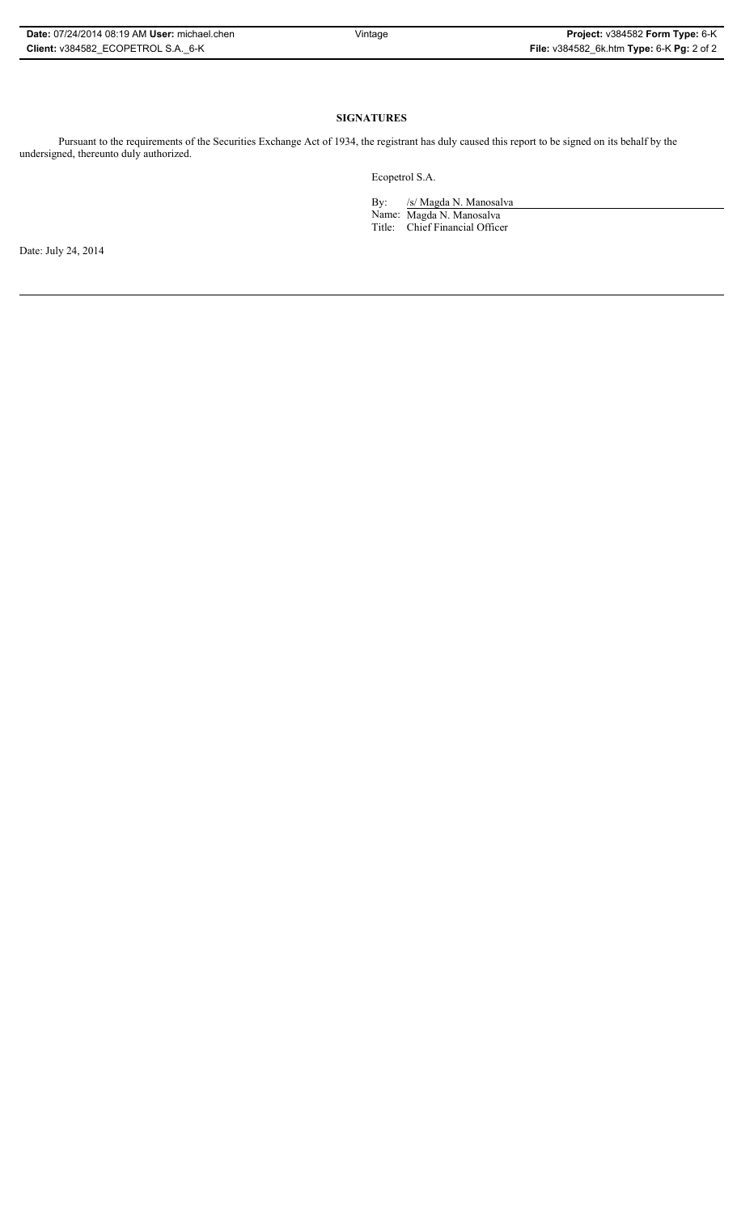## SIGNATURES

Pursuant to the requirements of the Securities Exchange Act of 1934, the registrant has duly caused this report to be signed on its behalf by the undersigned, thereunto duly authorized.

Ecopetrol S.A.

By: /s/ Magda N. Manosalva
Name: Magda N. Manosalva
Title: Chief Financial Officer

Date: July 24, 2014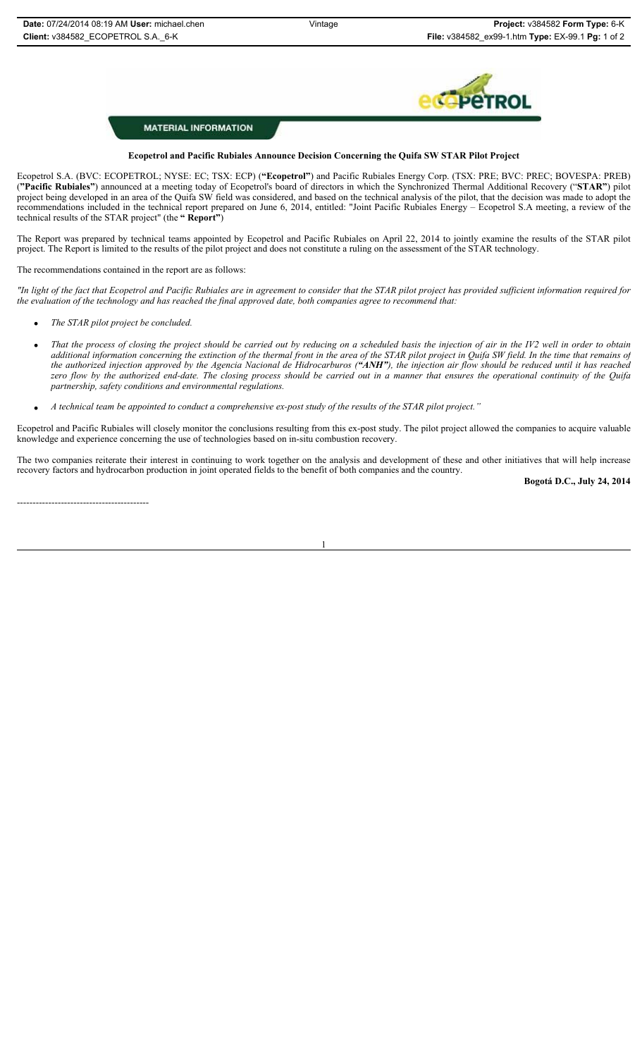**MATERIAL INFORMATION**

**Ecopetrol and Pacific Rubiales Announce Decision Concerning the Quifa SW STAR Pilot Project**

Ecopetrol S.A. (BVC: ECOPETROL; NYSE: EC; TSX: ECP) (**"Ecopetrol"**) and Pacific Rubiales Energy Corp. (TSX: PRE; BVC: PREC; BOVESPA: PREB) (**"Pacific Rubiales"**) announced at a meeting today of Ecopetrol's board of directors in which the Synchronized Thermal Additional Recovery ("**STAR"**) pilot project being developed in an area of the Quifa SW field was considered, and based on the technical analysis of the pilot, that the decision was made to adopt the recommendations included in the technical report prepared on June 6, 2014, entitled: "Joint Pacific Rubiales Energy – Ecopetrol S.A meeting, a review of the technical results of the STAR project" (the **" Report"**)

The Report was prepared by technical teams appointed by Ecopetrol and Pacific Rubiales on April 22, 2014 to jointly examine the results of the STAR pilot project. The Report is limited to the results of the pilot project and does not constitute a ruling on the assessment of the STAR technology.

The recommendations contained in the report are as follows:

*"In light of the fact that Ecopetrol and Pacific Rubiales are in agreement to consider that the STAR pilot project has provided sufficient information required for the evaluation of the technology and has reached the final approved date, both companies agree to recommend that:*

- *The STAR pilot project be concluded.*
- *That the process of closing the project should be carried out by reducing on a scheduled basis the injection of air in the IV2 well in order to obtain additional information concerning the extinction of the thermal front in the area of the STAR pilot project in Quifa SW field. In the time that remains of the authorized injection approved by the Agencia Nacional de Hidrocarburos (**"ANH"**), the injection air flow should be reduced until it has reached zero flow by the authorized end-date. The closing process should be carried out in a manner that ensures the operational continuity of the Quifa partnership, safety conditions and environmental regulations.*
- *A technical team be appointed to conduct a comprehensive ex-post study of the results of the STAR pilot project."*

Ecopetrol and Pacific Rubiales will closely monitor the conclusions resulting from this ex-post study. The pilot project allowed the companies to acquire valuable knowledge and experience concerning the use of technologies based on in-situ combustion recovery.

The two companies reiterate their interest in continuing to work together on the analysis and development of these and other initiatives that will help increase recovery factors and hydrocarbon production in joint operated fields to the benefit of both companies and the country.

**Bogotá D.C., July 24, 2014**

------------------------------------------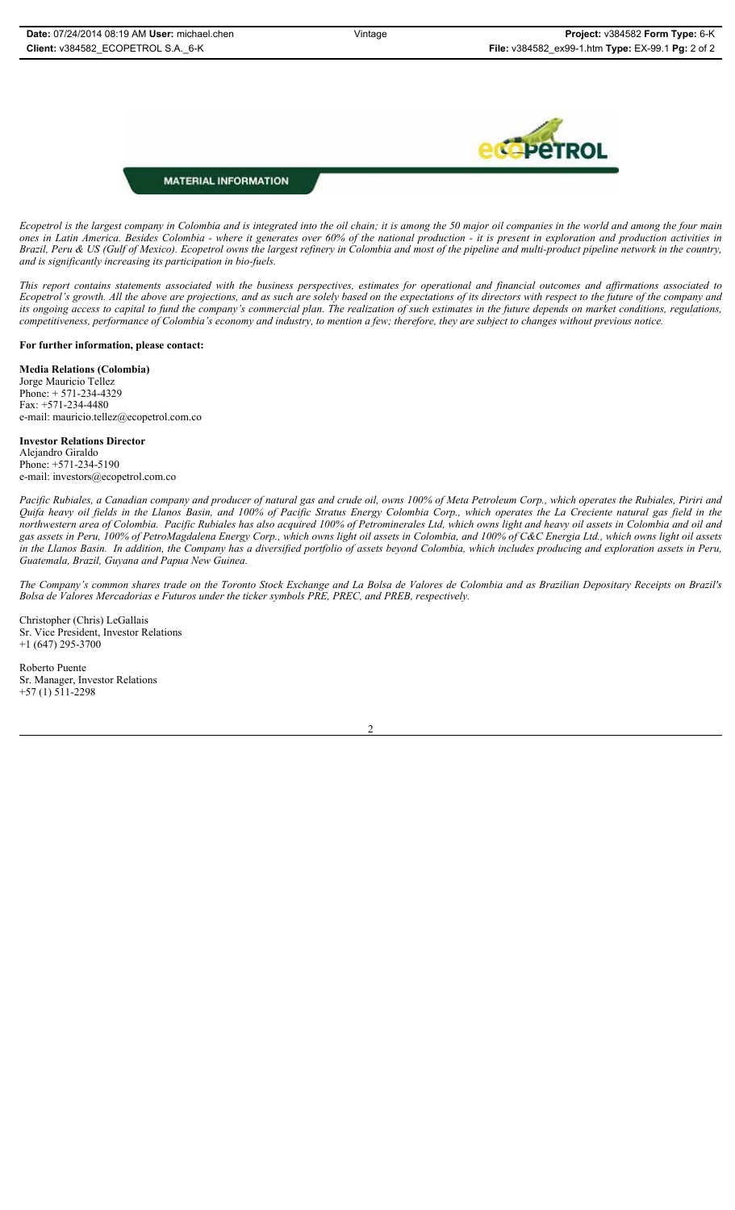**MATERIAL INFORMATION**

*Ecopetrol is the largest company in Colombia and is integrated into the oil chain; it is among the 50 major oil companies in the world and among the four main ones in Latin America. Besides Colombia - where it generates over 60% of the national production - it is present in exploration and production activities in Brazil, Peru & US (Gulf of Mexico). Ecopetrol owns the largest refinery in Colombia and most of the pipeline and multi-product pipeline network in the country, and is significantly increasing its participation in bio-fuels.*

*This report contains statements associated with the business perspectives, estimates for operational and financial outcomes and affirmations associated to Ecopetrol's growth. All the above are projections, and as such are solely based on the expectations of its directors with respect to the future of the company and its ongoing access to capital to fund the company's commercial plan. The realization of such estimates in the future depends on market conditions, regulations, competitiveness, performance of Colombia's economy and industry, to mention a few; therefore, they are subject to changes without previous notice.*

**For further information, please contact:**

**Media Relations (Colombia)**
Jorge Mauricio Tellez
Phone: + 571-234-4329
Fax: +571-234-4480
e-mail: mauricio.tellez@ecopetrol.com.co

**Investor Relations Director**
Alejandro Giraldo
Phone: +571-234-5190
e-mail: investors@ecopetrol.com.co

*Pacific Rubiales, a Canadian company and producer of natural gas and crude oil, owns 100% of Meta Petroleum Corp., which operates the Rubiales, Piriri and Quifa heavy oil fields in the Llanos Basin, and 100% of Pacific Stratus Energy Colombia Corp., which operates the La Creciente natural gas field in the northwestern area of Colombia. Pacific Rubiales has also acquired 100% of Petrominerales Ltd, which owns light and heavy oil assets in Colombia and oil and gas assets in Peru, 100% of PetroMagdalena Energy Corp., which owns light oil assets in Colombia, and 100% of C&C Energia Ltd., which owns light oil assets in the Llanos Basin. In addition, the Company has a diversified portfolio of assets beyond Colombia, which includes producing and exploration assets in Peru, Guatemala, Brazil, Guyana and Papua New Guinea.*

*The Company's common shares trade on the Toronto Stock Exchange and La Bolsa de Valores de Colombia and as Brazilian Depositary Receipts on Brazil's Bolsa de Valores Mercadorias e Futuros under the ticker symbols PRE, PREC, and PREB, respectively.*

Christopher (Chris) LeGallais
Sr. Vice President, Investor Relations
+1 (647) 295-3700

Roberto Puente
Sr. Manager, Investor Relations
+57 (1) 511-2298